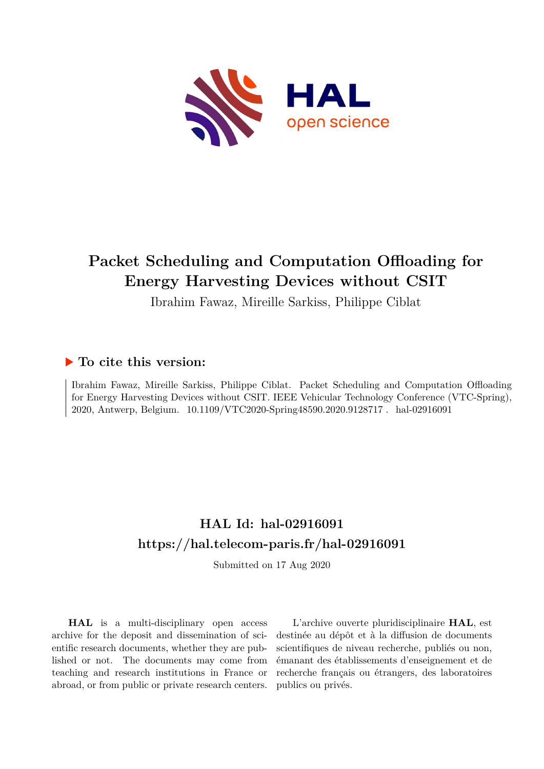# Packet Scheduling and Computation Offloading for Energy Harvesting Devices without CSIT

Ibrahim Fawaz, Mireille Sarkiss, Philippe Ciblat

## ▶ To cite this version:

Ibrahim Fawaz, Mireille Sarkiss, Philippe Ciblat. Packet Scheduling and Computation Offloading for Energy Harvesting Devices without CSIT. IEEE Vehicular Technology Conference (VTC-Spring), 2020, Antwerp, Belgium. 10.1109/VTC2020-Spring48590.2020.9128717 . hal-02916091

## HAL Id: hal-02916091

## https://hal.telecom-paris.fr/hal-02916091

Submitted on 17 Aug 2020

**HAL** is a multi-disciplinary open access archive for the deposit and dissemination of scientific research documents, whether they are published or not. The documents may come from teaching and research institutions in France or abroad, or from public or private research centers.

L'archive ouverte pluridisciplinaire **HAL**, est destinée au dépôt et à la diffusion de documents scientifiques de niveau recherche, publiés ou non, émanant des établissements d'enseignement et de recherche français ou étrangers, des laboratoires publics ou privés.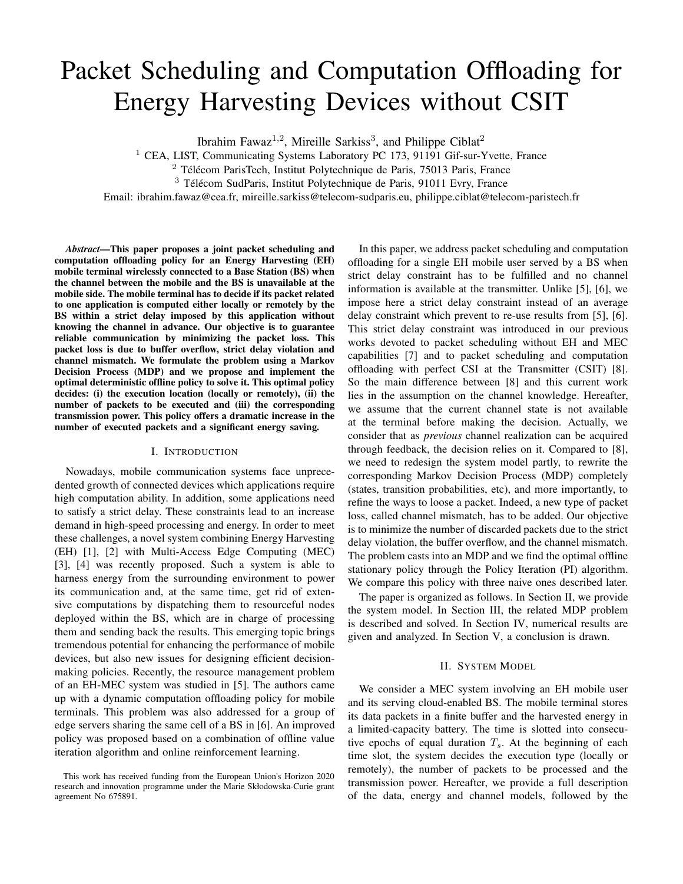# Packet Scheduling and Computation Offloading for Energy Harvesting Devices without CSIT

Ibrahim Fawaz[1,2], Mireille Sarkiss[3], and Philippe Ciblat[2]

[1] CEA, LIST, Communicating Systems Laboratory PC 173, 91191 Gif-sur-Yvette, France

[2] Télécom ParisTech, Institut Polytechnique de Paris, 75013 Paris, France

[3] Télécom SudParis, Institut Polytechnique de Paris, 91011 Evry, France

Email: ibrahim.fawaz@cea.fr, mireille.sarkiss@telecom-sudparis.eu, philippe.ciblat@telecom-paristech.fr

***Abstract*—This paper proposes a joint packet scheduling and computation offloading policy for an Energy Harvesting (EH) mobile terminal wirelessly connected to a Base Station (BS) when the channel between the mobile and the BS is unavailable at the mobile side. The mobile terminal has to decide if its packet related to one application is computed either locally or remotely by the BS within a strict delay imposed by this application without knowing the channel in advance. Our objective is to guarantee reliable communication by minimizing the packet loss. This packet loss is due to buffer overflow, strict delay violation and channel mismatch. We formulate the problem using a Markov Decision Process (MDP) and we propose and implement the optimal deterministic offline policy to solve it. This optimal policy decides: (i) the execution location (locally or remotely), (ii) the number of packets to be executed and (iii) the corresponding transmission power. This policy offers a dramatic increase in the number of executed packets and a significant energy saving.**

## I. Introduction

Nowadays, mobile communication systems face unprecedented growth of connected devices which applications require high computation ability. In addition, some applications need to satisfy a strict delay. These constraints lead to an increase demand in high-speed processing and energy. In order to meet these challenges, a novel system combining Energy Harvesting (EH) [1], [2] with Multi-Access Edge Computing (MEC) [3], [4] was recently proposed. Such a system is able to harness energy from the surrounding environment to power its communication and, at the same time, get rid of extensive computations by dispatching them to resourceful nodes deployed within the BS, which are in charge of processing them and sending back the results. This emerging topic brings tremendous potential for enhancing the performance of mobile devices, but also new issues for designing efficient decision-making policies. Recently, the resource management problem of an EH-MEC system was studied in [5]. The authors came up with a dynamic computation offloading policy for mobile terminals. This problem was also addressed for a group of edge servers sharing the same cell of a BS in [6]. An improved policy was proposed based on a combination of offline value iteration algorithm and online reinforcement learning.

This work has received funding from the European Union's Horizon 2020 research and innovation programme under the Marie Skłodowska-Curie grant agreement No 675891.

In this paper, we address packet scheduling and computation offloading for a single EH mobile user served by a BS when strict delay constraint has to be fulfilled and no channel information is available at the transmitter. Unlike [5], [6], we impose here a strict delay constraint instead of an average delay constraint which prevent to re-use results from [5], [6]. This strict delay constraint was introduced in our previous works devoted to packet scheduling without EH and MEC capabilities [7] and to packet scheduling and computation offloading with perfect CSI at the Transmitter (CSIT) [8]. So the main difference between [8] and this current work lies in the assumption on the channel knowledge. Hereafter, we assume that the current channel state is not available at the terminal before making the decision. Actually, we consider that as *previous* channel realization can be acquired through feedback, the decision relies on it. Compared to [8], we need to redesign the system model partly, to rewrite the corresponding Markov Decision Process (MDP) completely (states, transition probabilities, etc), and more importantly, to refine the ways to loose a packet. Indeed, a new type of packet loss, called channel mismatch, has to be added. Our objective is to minimize the number of discarded packets due to the strict delay violation, the buffer overflow, and the channel mismatch. The problem casts into an MDP and we find the optimal offline stationary policy through the Policy Iteration (PI) algorithm. We compare this policy with three naive ones described later.

The paper is organized as follows. In Section II, we provide the system model. In Section III, the related MDP problem is described and solved. In Section IV, numerical results are given and analyzed. In Section V, a conclusion is drawn.

## II. System Model

We consider a MEC system involving an EH mobile user and its serving cloud-enabled BS. The mobile terminal stores its data packets in a finite buffer and the harvested energy in a limited-capacity battery. The time is slotted into consecutive epochs of equal duration $T_s$. At the beginning of each time slot, the system decides the execution type (locally or remotely), the number of packets to be processed and the transmission power. Hereafter, we provide a full description of the data, energy and channel models, followed by the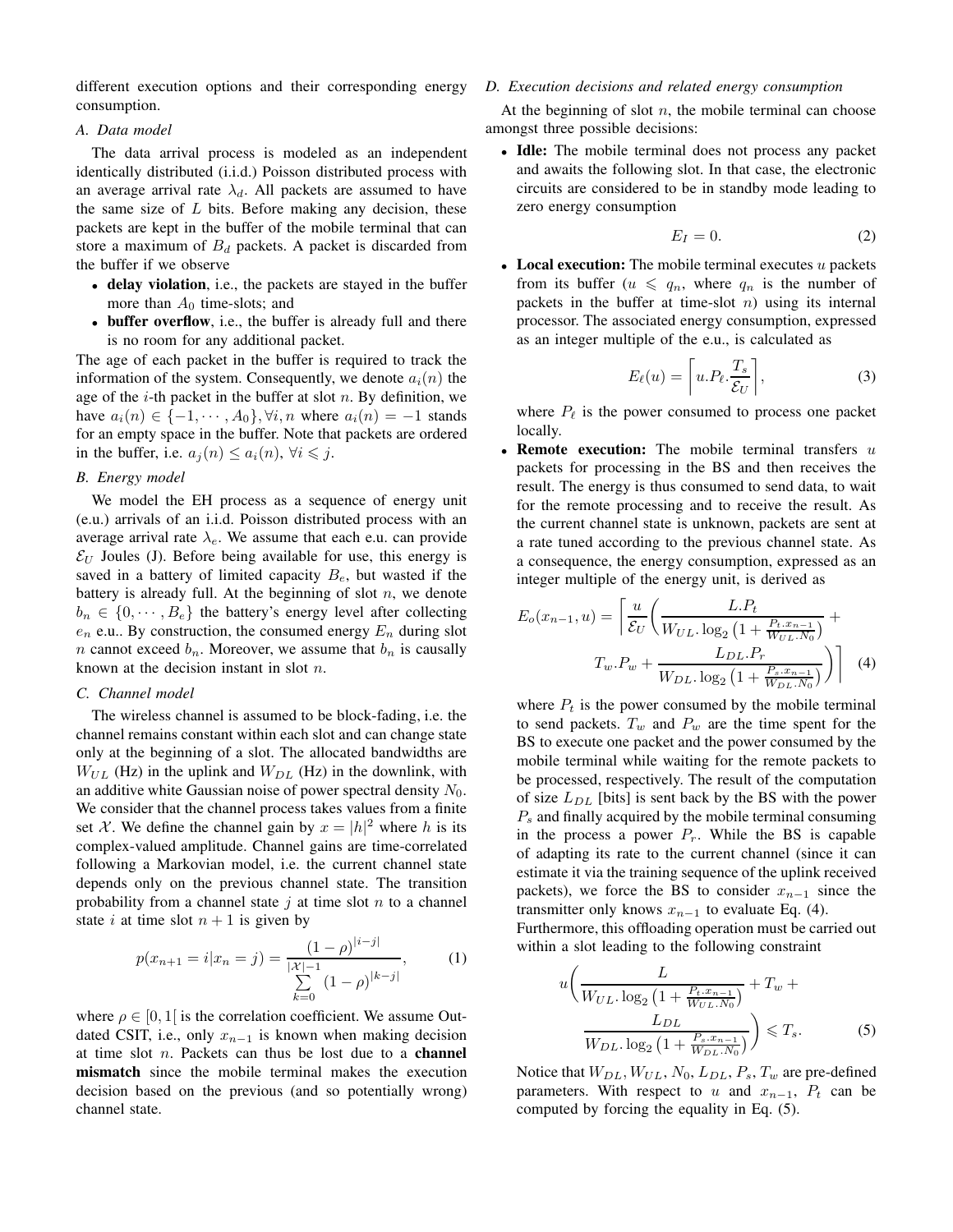different execution options and their corresponding energy consumption.

### A. Data model

The data arrival process is modeled as an independent identically distributed (i.i.d.) Poisson distributed process with an average arrival rate $\lambda_d$. All packets are assumed to have the same size of $L$ bits. Before making any decision, these packets are kept in the buffer of the mobile terminal that can store a maximum of $B_d$ packets. A packet is discarded from the buffer if we observe

- **delay violation**, i.e., the packets are stayed in the buffer more than $A_0$ time-slots; and
- **buffer overflow**, i.e., the buffer is already full and there is no room for any additional packet.

The age of each packet in the buffer is required to track the information of the system. Consequently, we denote $a_i(n)$ the age of the $i$-th packet in the buffer at slot $n$. By definition, we have $a_i(n) \in \{-1, \cdots, A_0\}, \forall i, n$ where $a_i(n) = -1$ stands for an empty space in the buffer. Note that packets are ordered in the buffer, i.e. $a_j(n) \leq a_i(n)$, $\forall i \leqslant j$.

### B. Energy model

We model the EH process as a sequence of energy unit (e.u.) arrivals of an i.i.d. Poisson distributed process with an average arrival rate $\lambda_e$. We assume that each e.u. can provide $\mathcal{E}_U$ Joules (J). Before being available for use, this energy is saved in a battery of limited capacity $B_e$, but wasted if the battery is already full. At the beginning of slot $n$, we denote $b_n \in \{0, \cdots, B_e\}$ the battery's energy level after collecting $e_n$ e.u.. By construction, the consumed energy $E_n$ during slot $n$ cannot exceed $b_n$. Moreover, we assume that $b_n$ is causally known at the decision instant in slot $n$.

### C. Channel model

The wireless channel is assumed to be block-fading, i.e. the channel remains constant within each slot and can change state only at the beginning of a slot. The allocated bandwidths are $W_{UL}$ (Hz) in the uplink and $W_{DL}$ (Hz) in the downlink, with an additive white Gaussian noise of power spectral density $N_0$. We consider that the channel process takes values from a finite set $\mathcal{X}$. We define the channel gain by $x = |h|^2$ where $h$ is its complex-valued amplitude. Channel gains are time-correlated following a Markovian model, i.e. the current channel state depends only on the previous channel state. The transition probability from a channel state $j$ at time slot $n$ to a channel state $i$ at time slot $n+1$ is given by

$$p(x_{n+1} = i | x_n = j) = \frac{(1-\rho)^{|i-j|}}{\sum\limits_{k=0}^{|\mathcal{X}|-1} (1-\rho)^{|k-j|}}, \qquad (1)$$

where $\rho \in [0, 1[$ is the correlation coefficient. We assume Outdated CSIT, i.e., only $x_{n-1}$ is known when making decision at time slot $n$. Packets can thus be lost due to a **channel mismatch** since the mobile terminal makes the execution decision based on the previous (and so potentially wrong) channel state.

### D. Execution decisions and related energy consumption

At the beginning of slot $n$, the mobile terminal can choose amongst three possible decisions:

- **Idle:** The mobile terminal does not process any packet and awaits the following slot. In that case, the electronic circuits are considered to be in standby mode leading to zero energy consumption

$$E_I = 0. \qquad (2)$$

- **Local execution:** The mobile terminal executes $u$ packets from its buffer ($u \leqslant q_n$, where $q_n$ is the number of packets in the buffer at time-slot $n$) using its internal processor. The associated energy consumption, expressed as an integer multiple of the e.u., is calculated as

$$E_\ell(u) = \left\lceil u.P_\ell.\frac{T_s}{\mathcal{E}_U} \right\rceil, \qquad (3)$$

where $P_\ell$ is the power consumed to process one packet locally.

- **Remote execution:** The mobile terminal transfers $u$ packets for processing in the BS and then receives the result. The energy is thus consumed to send data, to wait for the remote processing and to receive the result. As the current channel state is unknown, packets are sent at a rate tuned according to the previous channel state. As a consequence, the energy consumption, expressed as an integer multiple of the energy unit, is derived as

$$E_o(x_{n-1}, u) = \left\lceil \frac{u}{\mathcal{E}_U} \left( \frac{L.P_t}{W_{UL}.\log_2\left(1 + \frac{P_t.x_{n-1}}{W_{UL}.N_0}\right)} + T_w.P_w + \frac{L_{DL}.P_r}{W_{DL}.\log_2\left(1 + \frac{P_s.x_{n-1}}{W_{DL}.N_0}\right)} \right) \right\rceil \qquad (4)$$

where $P_t$ is the power consumed by the mobile terminal to send packets. $T_w$ and $P_w$ are the time spent for the BS to execute one packet and the power consumed by the mobile terminal while waiting for the remote packets to be processed, respectively. The result of the computation of size $L_{DL}$ [bits] is sent back by the BS with the power $P_s$ and finally acquired by the mobile terminal consuming in the process a power $P_r$. While the BS is capable of adapting its rate to the current channel (since it can estimate it via the training sequence of the uplink received packets), we force the BS to consider $x_{n-1}$ since the transmitter only knows $x_{n-1}$ to evaluate Eq. (4).

Furthermore, this offloading operation must be carried out within a slot leading to the following constraint

$$u\left( \frac{L}{W_{UL}.\log_2\left(1 + \frac{P_t.x_{n-1}}{W_{UL}.N_0}\right)} + T_w + \frac{L_{DL}}{W_{DL}.\log_2\left(1 + \frac{P_s.x_{n-1}}{W_{DL}.N_0}\right)} \right) \leqslant T_s. \qquad (5)$$

Notice that $W_{DL}, W_{UL}, N_0, L_{DL}, P_s, T_w$ are pre-defined parameters. With respect to $u$ and $x_{n-1}$, $P_t$ can be computed by forcing the equality in Eq. (5).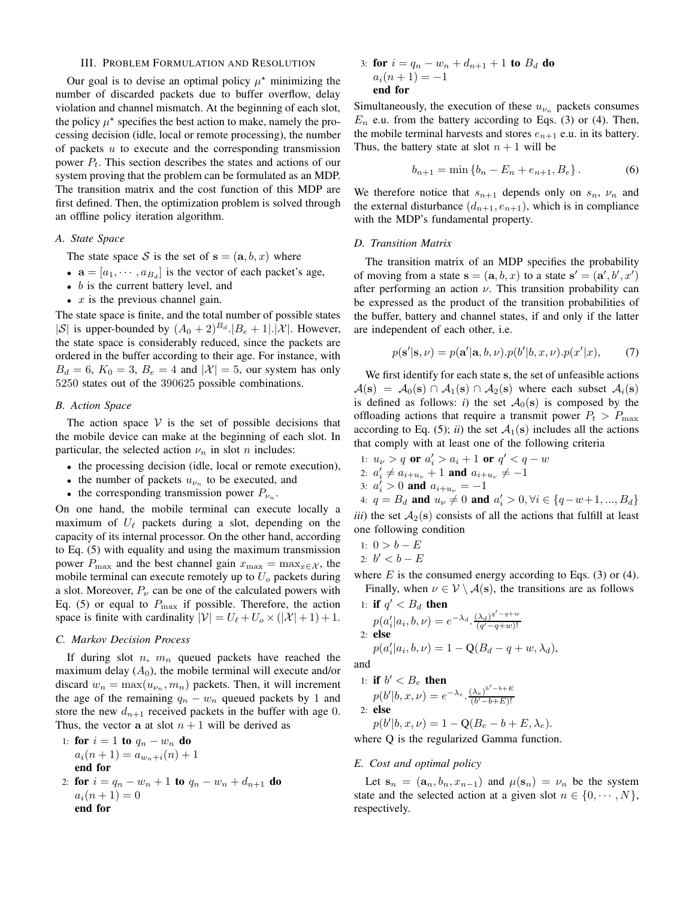## III. Problem Formulation and Resolution

Our goal is to devise an optimal policy $\mu^\star$ minimizing the number of discarded packets due to buffer overflow, delay violation and channel mismatch. At the beginning of each slot, the policy $\mu^\star$ specifies the best action to make, namely the processing decision (idle, local or remote processing), the number of packets $u$ to execute and the corresponding transmission power $P_t$. This section describes the states and actions of our system proving that the problem can be formulated as an MDP. The transition matrix and the cost function of this MDP are first defined. Then, the optimization problem is solved through an offline policy iteration algorithm.

### A. State Space

The state space $\mathcal{S}$ is the set of $\mathbf{s} = (\mathbf{a}, b, x)$ where

- $\mathbf{a} = [a_1, \cdots, a_{B_d}]$ is the vector of each packet's age,
- $b$ is the current battery level, and
- $x$ is the previous channel gain.

The state space is finite, and the total number of possible states $|\mathcal{S}|$ is upper-bounded by $(A_0+2)^{B_d}.|B_e+1|.|\mathcal{X}|$. However, the state space is considerably reduced, since the packets are ordered in the buffer according to their age. For instance, with $B_d = 6$, $K_0 = 3$, $B_e = 4$ and $|\mathcal{X}| = 5$, our system has only 5250 states out of the 390625 possible combinations.

### B. Action Space

The action space $\mathcal{V}$ is the set of possible decisions that the mobile device can make at the beginning of each slot. In particular, the selected action $\nu_n$ in slot $n$ includes:

- the processing decision (idle, local or remote execution),
- the number of packets $u_{\nu_n}$ to be executed, and
- the corresponding transmission power $P_{\nu_n}$.

On one hand, the mobile terminal can execute locally a maximum of $U_\ell$ packets during a slot, depending on the capacity of its internal processor. On the other hand, according to Eq. (5) with equality and using the maximum transmission power $P_{\max}$ and the best channel gain $x_{\max} = \max_{x\in\mathcal{X}}$, the mobile terminal can execute remotely up to $U_o$ packets during a slot. Moreover, $P_\nu$ can be one of the calculated powers with Eq. (5) or equal to $P_{\max}$ if possible. Therefore, the action space is finite with cardinality $|\mathcal{V}| = U_\ell + U_o \times (|\mathcal{X}|+1) + 1$.

### C. Markov Decision Process

If during slot $n$, $m_n$ queued packets have reached the maximum delay ($A_0$), the mobile terminal will execute and/or discard $w_n = \max(u_{\nu_n}, m_n)$ packets. Then, it will increment the age of the remaining $q_n - w_n$ queued packets by 1 and store the new $d_{n+1}$ received packets in the buffer with age 0. Thus, the vector $\mathbf{a}$ at slot $n+1$ will be derived as

```
1: for i = 1 to q_n − w_n do
       a_i(n+1) = a_{w_n+i}(n) + 1
   end for
2: for i = q_n − w_n + 1 to q_n − w_n + d_{n+1} do
       a_i(n+1) = 0
   end for
3: for i = q_n − w_n + d_{n+1} + 1 to B_d do
       a_i(n+1) = −1
   end for
```

Simultaneously, the execution of these $u_{\nu_n}$ packets consumes $E_n$ e.u. from the battery according to Eqs. (3) or (4). Then, the mobile terminal harvests and stores $e_{n+1}$ e.u. in its battery. Thus, the battery state at slot $n+1$ will be

$$b_{n+1} = \min\{b_n - E_n + e_{n+1}, B_e\}. \tag{6}$$

We therefore notice that $s_{n+1}$ depends only on $s_n$, $\nu_n$ and the external disturbance $(d_{n+1}, e_{n+1})$, which is in compliance with the MDP's fundamental property.

### D. Transition Matrix

The transition matrix of an MDP specifies the probability of moving from a state $\mathbf{s} = (\mathbf{a}, b, x)$ to a state $\mathbf{s}' = (\mathbf{a}', b', x')$ after performing an action $\nu$. This transition probability can be expressed as the product of the transition probabilities of the buffer, battery and channel states, if and only if the latter are independent of each other, i.e.

$$p(\mathbf{s}'|\mathbf{s},\nu) = p(\mathbf{a}'|\mathbf{a},b,\nu).p(b'|b,x,\nu).p(x'|x), \tag{7}$$

We first identify for each state $\mathbf{s}$, the set of unfeasible actions $\mathcal{A}(\mathbf{s}) = \mathcal{A}_0(\mathbf{s}) \cap \mathcal{A}_1(\mathbf{s}) \cap \mathcal{A}_2(\mathbf{s})$ where each subset $\mathcal{A}_i(\mathbf{s})$ is defined as follows: *i*) the set $\mathcal{A}_0(\mathbf{s})$ is composed by the offloading actions that require a transmit power $P_t > P_{\max}$ according to Eq. (5); *ii*) the set $\mathcal{A}_1(\mathbf{s})$ includes all the actions that comply with at least one of the following criteria

1. $u_\nu > q$ **or** $a_i' > a_i + 1$ **or** $q' < q - w$
2. $a_i' \neq a_{i+u_\nu} + 1$ **and** $a_{i+u_\nu} \neq -1$
3. $a_i' > 0$ **and** $a_{i+u_\nu} = -1$
4. $q = B_d$ **and** $u_\nu \neq 0$ **and** $a_i' > 0, \forall i \in \{q-w+1, ..., B_d\}$

*iii*) the set $\mathcal{A}_2(\mathbf{s})$ consists of all the actions that fulfill at least one following condition

1. $0 > b - E$
2. $b' < b - E$

where $E$ is the consumed energy according to Eqs. (3) or (4).

Finally, when $\nu \in \mathcal{V} \setminus \mathcal{A}(\mathbf{s})$, the transitions are as follows

1: **if** $q' < B_d$ **then**
$p(a_i'|a_i,b,\nu) = e^{-\lambda_d}.\frac{(\lambda_d)^{q'-q+w}}{(q'-q+w)!}$
2: **else**
$p(a_i'|a_i,b,\nu) = 1 - \mathrm{Q}(B_d - q + w, \lambda_d)$,

and

1: **if** $b' < B_e$ **then**
$p(b'|b,x,\nu) = e^{-\lambda_e}.\frac{(\lambda_e)^{b'-b+E}}{(b'-b+E)!}$
2: **else**
$p(b'|b,x,\nu) = 1 - \mathrm{Q}(B_e - b + E, \lambda_e)$.

where Q is the regularized Gamma function.

### E. Cost and optimal policy

Let $\mathbf{s}_n = (\mathbf{a}_n, b_n, x_{n-1})$ and $\mu(\mathbf{s}_n) = \nu_n$ be the system state and the selected action at a given slot $n \in \{0, \cdots, N\}$, respectively.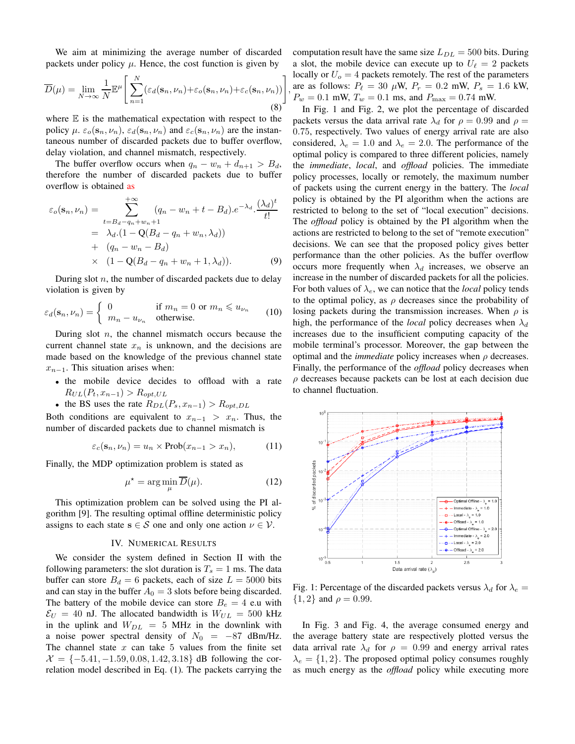We aim at minimizing the average number of discarded packets under policy $\mu$. Hence, the cost function is given by

$$\overline{D}(\mu) = \lim_{N\to\infty} \frac{1}{N}\mathbb{E}^{\mu}\left[\sum_{n=1}^{N}(\varepsilon_d(\mathbf{s}_n,\nu_n)+\varepsilon_o(\mathbf{s}_n,\nu_n)+\varepsilon_c(\mathbf{s}_n,\nu_n))\right], \tag{8}$$

where $\mathbb{E}$ is the mathematical expectation with respect to the policy $\mu$. $\varepsilon_o(\mathbf{s}_n,\nu_n)$, $\varepsilon_d(\mathbf{s}_n,\nu_n)$ and $\varepsilon_c(\mathbf{s}_n,\nu_n)$ are the instantaneous number of discarded packets due to buffer overflow, delay violation, and channel mismatch, respectively.

The buffer overflow occurs when $q_n - w_n + d_{n+1} > B_d$, therefore the number of discarded packets due to buffer overflow is obtained as

$$\begin{aligned}
\varepsilon_o(\mathbf{s}_n,\nu_n) &= \sum_{t=B_d-q_n+w_n+1}^{+\infty}(q_n - w_n + t - B_d).e^{-\lambda_d}.\frac{(\lambda_d)^t}{t!} \\
&= \lambda_d.(1-\mathrm{Q}(B_d - q_n + w_n, \lambda_d)) \\
&+ (q_n - w_n - B_d) \\
&\times (1-\mathrm{Q}(B_d - q_n + w_n + 1, \lambda_d)).
\end{aligned} \tag{9}$$

During slot $n$, the number of discarded packets due to delay violation is given by

$$\varepsilon_d(\mathbf{s}_n,\nu_n) = \begin{cases} 0 & \text{if } m_n = 0 \text{ or } m_n \leqslant u_{\nu_n} \\ m_n - u_{\nu_n} & \text{otherwise.} \end{cases} \tag{10}$$

During slot $n$, the channel mismatch occurs because the current channel state $x_n$ is unknown, and the decisions are made based on the knowledge of the previous channel state $x_{n-1}$. This situation arises when:

- the mobile device decides to offload with a rate $R_{UL}(P_t, x_{n-1}) > R_{opt,UL}$
- the BS uses the rate $R_{DL}(P_s, x_{n-1}) > R_{opt,DL}$

Both conditions are equivalent to $x_{n-1} > x_n$. Thus, the number of discarded packets due to channel mismatch is

$$\varepsilon_c(\mathbf{s}_n,\nu_n) = u_n \times \text{Prob}(x_{n-1} > x_n), \tag{11}$$

Finally, the MDP optimization problem is stated as

$$\mu^\star = \arg\min_{\mu} \overline{D}(\mu). \tag{12}$$

This optimization problem can be solved using the PI algorithm [9]. The resulting optimal offline deterministic policy assigns to each state $\mathbf{s} \in \mathcal{S}$ one and only one action $\nu \in \mathcal{V}$.

## IV. Numerical Results

We consider the system defined in Section II with the following parameters: the slot duration is $T_s = 1$ ms. The data buffer can store $B_d = 6$ packets, each of size $L = 5000$ bits and can stay in the buffer $A_0 = 3$ slots before being discarded. The battery of the mobile device can store $B_e = 4$ e.u with $\mathcal{E}_U = 40$ nJ. The allocated bandwidth is $W_{UL} = 500$ kHz in the uplink and $W_{DL} = 5$ MHz in the downlink with a noise power spectral density of $N_0 = -87$ dBm/Hz. The channel state $x$ can take 5 values from the finite set $\mathcal{X} = \{-5.41, -1.59, 0.08, 1.42, 3.18\}$ dB following the correlation model described in Eq. (1). The packets carrying the computation result have the same size $L_{DL} = 500$ bits. During a slot, the mobile device can execute up to $U_\ell = 2$ packets locally or $U_o = 4$ packets remotely. The rest of the parameters are as follows: $P_\ell = 30$ $\mu$W, $P_r = 0.2$ mW, $P_s = 1.6$ kW, $P_w = 0.1$ mW, $T_w = 0.1$ ms, and $P_{\max} = 0.74$ mW.

In Fig. 1 and Fig. 2, we plot the percentage of discarded packets versus the data arrival rate $\lambda_d$ for $\rho = 0.99$ and $\rho = 0.75$, respectively. Two values of energy arrival rate are also considered, $\lambda_e = 1.0$ and $\lambda_e = 2.0$. The performance of the optimal policy is compared to three different policies, namely the *immediate*, *local*, and *offload* policies. The immediate policy processes, locally or remotely, the maximum number of packets using the current energy in the battery. The *local* policy is obtained by the PI algorithm when the actions are restricted to belong to the set of "local execution" decisions. The *offload* policy is obtained by the PI algorithm when the actions are restricted to belong to the set of "remote execution" decisions. We can see that the proposed policy gives better performance than the other policies. As the buffer overflow occurs more frequently when $\lambda_d$ increases, we observe an increase in the number of discarded packets for all the policies. For both values of $\lambda_e$, we can notice that the *local* policy tends to the optimal policy, as $\rho$ decreases since the probability of losing packets during the transmission increases. When $\rho$ is high, the performance of the *local* policy decreases when $\lambda_d$ increases due to the insufficient computing capacity of the mobile terminal's processor. Moreover, the gap between the optimal and the *immediate* policy increases when $\rho$ decreases. Finally, the performance of the *offload* policy decreases when $\rho$ decreases because packets can be lost at each decision due to channel fluctuation.

Fig. 1: Percentage of the discarded packets versus $\lambda_d$ for $\lambda_e = \{1, 2\}$ and $\rho = 0.99$.

In Fig. 3 and Fig. 4, the average consumed energy and the average battery state are respectively plotted versus the data arrival rate $\lambda_d$ for $\rho = 0.99$ and energy arrival rates $\lambda_e = \{1, 2\}$. The proposed optimal policy consumes roughly as much energy as the *offload* policy while executing more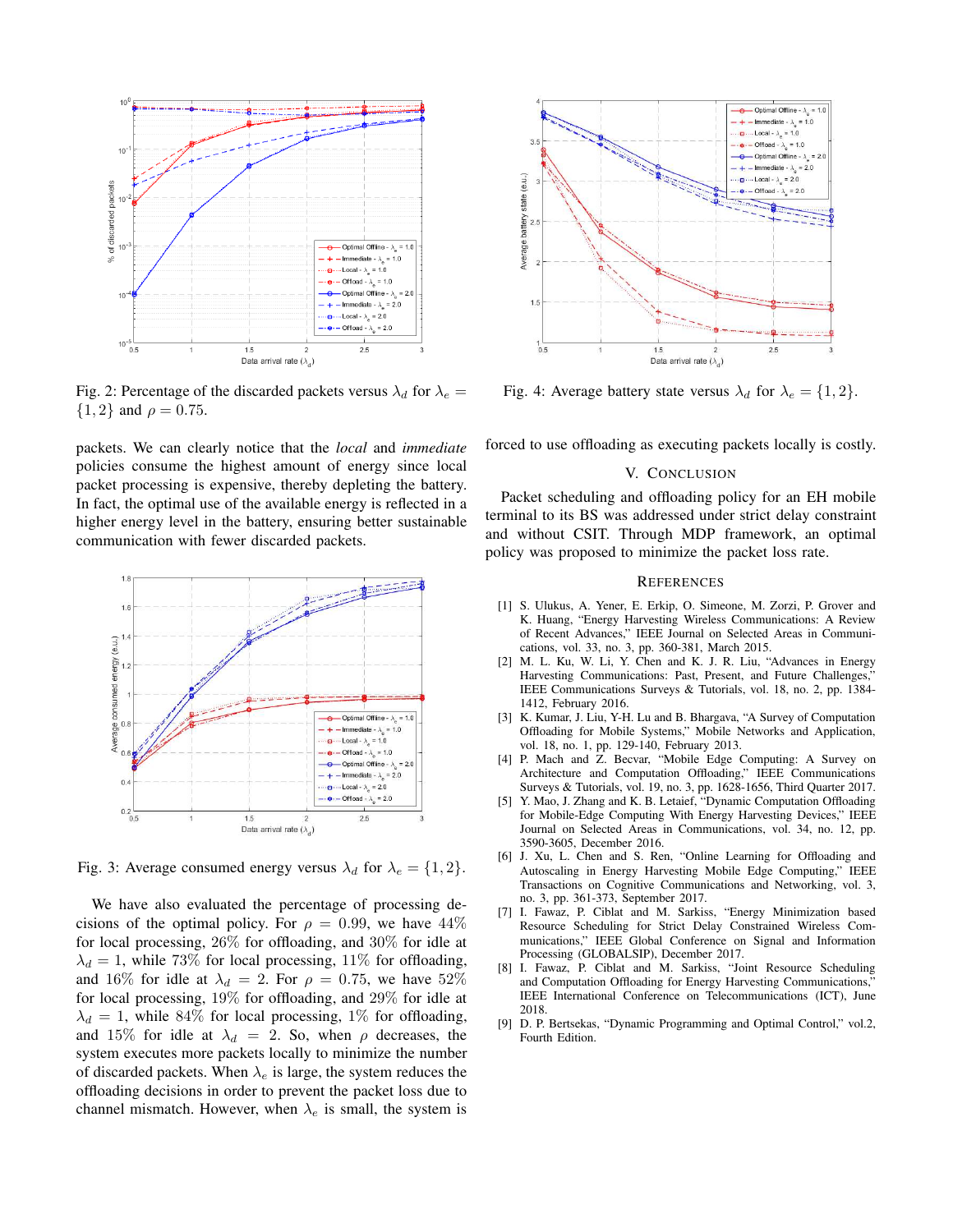% of discarded packets

$10^0$

$10^{-1}$

$10^{-2}$

$10^{-3}$

$10^{-4}$

$10^{-5}$

0.5 1 1.5 2 2.5 3

Data arrival rate ($\lambda_d$)

Optimal Offline - $\lambda_e$ = 1.0
Immediate - $\lambda_e$ = 1.0
Local - $\lambda_e$ = 1.0
Offload - $\lambda_e$ = 1.0
Optimal Offline - $\lambda_e$ = 2.0
Immediate - $\lambda_e$ = 2.0
Local - $\lambda_e$ = 2.0
Offload - $\lambda_e$ = 2.0

Fig. 2: Percentage of the discarded packets versus $\lambda_d$ for $\lambda_e = \{1, 2\}$ and $\rho = 0.75$.

packets. We can clearly notice that the *local* and *immediate* policies consume the highest amount of energy since local packet processing is expensive, thereby depleting the battery. In fact, the optimal use of the available energy is reflected in a higher energy level in the battery, ensuring better sustainable communication with fewer discarded packets.

Average consumed energy (e.u.)

0.2 0.4 0.6 0.8 1 1.2 1.4 1.6 1.8

0.5 1 1.5 2 2.5 3

Data arrival rate ($\lambda_d$)

Optimal Offline - $\lambda_e$ = 1.0
Immediate - $\lambda_e$ = 1.0
Local - $\lambda_e$ = 1.0
Offload - $\lambda_e$ = 1.0
Optimal Offline - $\lambda_e$ = 2.0
Immediate - $\lambda_e$ = 2.0
Local - $\lambda_e$ = 2.0
Offload - $\lambda_e$ = 2.0

Fig. 3: Average consumed energy versus $\lambda_d$ for $\lambda_e = \{1, 2\}$.

We have also evaluated the percentage of processing decisions of the optimal policy. For $\rho = 0.99$, we have 44% for local processing, 26% for offloading, and 30% for idle at $\lambda_d = 1$, while 73% for local processing, 11% for offloading, and 16% for idle at $\lambda_d = 2$. For $\rho = 0.75$, we have 52% for local processing, 19% for offloading, and 29% for idle at $\lambda_d = 1$, while 84% for local processing, 1% for offloading, and 15% for idle at $\lambda_d = 2$. So, when $\rho$ decreases, the system executes more packets locally to minimize the number of discarded packets. When $\lambda_e$ is large, the system reduces the offloading decisions in order to prevent the packet loss due to channel mismatch. However, when $\lambda_e$ is small, the system is

Average battery state (e.u.)

1 1.5 2 2.5 3 3.5 4

0.5 1 1.5 2 2.5 3

Data arrival rate ($\lambda_d$)

Optimal Offline - $\lambda_e$ = 1.0
Immediate - $\lambda_e$ = 1.0
Local - $\lambda_e$ = 1.0
Offload - $\lambda_e$ = 1.0
Optimal Offline - $\lambda_e$ = 2.0
Immediate - $\lambda_e$ = 2.0
Local - $\lambda_e$ = 2.0
Offload - $\lambda_e$ = 2.0

Fig. 4: Average battery state versus $\lambda_d$ for $\lambda_e = \{1, 2\}$.

forced to use offloading as executing packets locally is costly.

## V. Conclusion

Packet scheduling and offloading policy for an EH mobile terminal to its BS was addressed under strict delay constraint and without CSIT. Through MDP framework, an optimal policy was proposed to minimize the packet loss rate.

## References

[1] S. Ulukus, A. Yener, E. Erkip, O. Simeone, M. Zorzi, P. Grover and K. Huang, "Energy Harvesting Wireless Communications: A Review of Recent Advances," IEEE Journal on Selected Areas in Communications, vol. 33, no. 3, pp. 360-381, March 2015.

[2] M. L. Ku, W. Li, Y. Chen and K. J. R. Liu, "Advances in Energy Harvesting Communications: Past, Present, and Future Challenges," IEEE Communications Surveys & Tutorials, vol. 18, no. 2, pp. 1384-1412, February 2016.

[3] K. Kumar, J. Liu, Y-H. Lu and B. Bhargava, "A Survey of Computation Offloading for Mobile Systems," Mobile Networks and Application, vol. 18, no. 1, pp. 129-140, February 2013.

[4] P. Mach and Z. Becvar, "Mobile Edge Computing: A Survey on Architecture and Computation Offloading," IEEE Communications Surveys & Tutorials, vol. 19, no. 3, pp. 1628-1656, Third Quarter 2017.

[5] Y. Mao, J. Zhang and K. B. Letaief, "Dynamic Computation Offloading for Mobile-Edge Computing With Energy Harvesting Devices," IEEE Journal on Selected Areas in Communications, vol. 34, no. 12, pp. 3590-3605, December 2016.

[6] J. Xu, L. Chen and S. Ren, "Online Learning for Offloading and Autoscaling in Energy Harvesting Mobile Edge Computing," IEEE Transactions on Cognitive Communications and Networking, vol. 3, no. 3, pp. 361-373, September 2017.

[7] I. Fawaz, P. Ciblat and M. Sarkiss, "Energy Minimization based Resource Scheduling for Strict Delay Constrained Wireless Communications," IEEE Global Conference on Signal and Information Processing (GLOBALSIP), December 2017.

[8] I. Fawaz, P. Ciblat and M. Sarkiss, "Joint Resource Scheduling and Computation Offloading for Energy Harvesting Communications," IEEE International Conference on Telecommunications (ICT), June 2018.

[9] D. P. Bertsekas, "Dynamic Programming and Optimal Control," vol.2, Fourth Edition.